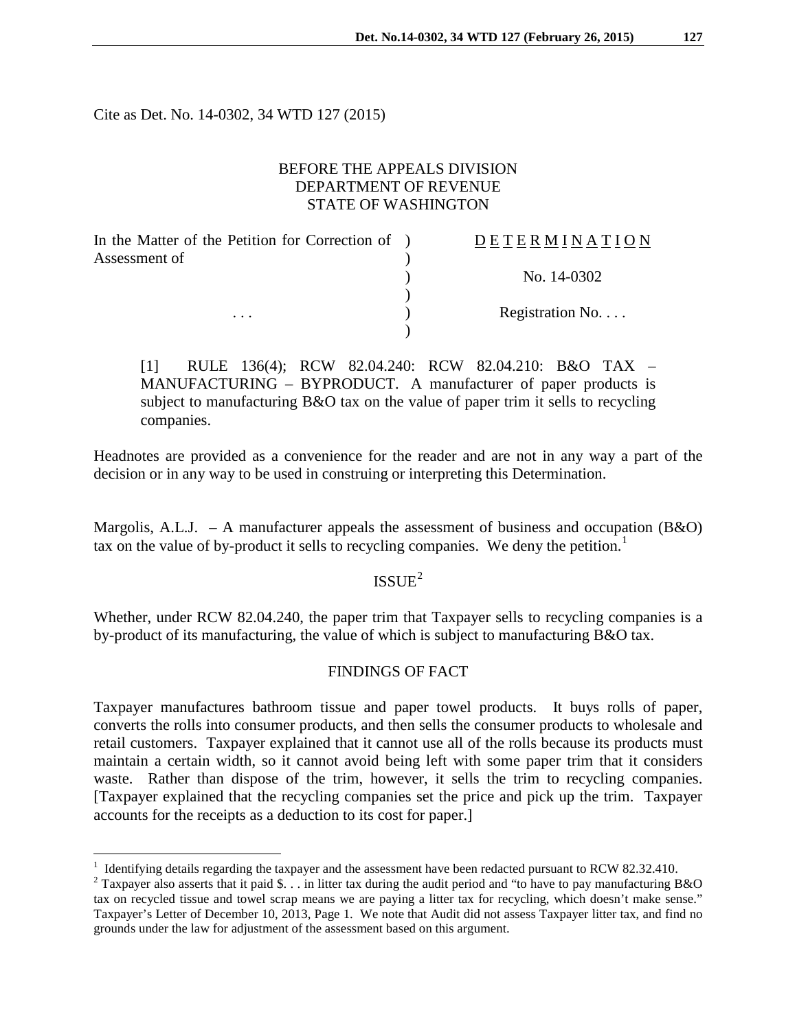Cite as Det. No. 14-0302, 34 WTD 127 (2015)

BEFORE THE APPEALS DIVISION
DEPARTMENT OF REVENUE
STATE OF WASHINGTON

| | | |
|---|---|---|
| In the Matter of the Petition for Correction of Assessment of | ) | D E T E R M I N A T I O N |
| | ) | No. 14-0302 |
| . . . | ) | Registration No. . . . |

[1] RULE 136(4); RCW 82.04.240: RCW 82.04.210: B&O TAX – MANUFACTURING – BYPRODUCT. A manufacturer of paper products is subject to manufacturing B&O tax on the value of paper trim it sells to recycling companies.

Headnotes are provided as a convenience for the reader and are not in any way a part of the decision or in any way to be used in construing or interpreting this Determination.

Margolis, A.L.J. – A manufacturer appeals the assessment of business and occupation (B&O) tax on the value of by-product it sells to recycling companies. We deny the petition.[1]

## ISSUE[2]

Whether, under RCW 82.04.240, the paper trim that Taxpayer sells to recycling companies is a by-product of its manufacturing, the value of which is subject to manufacturing B&O tax.

## FINDINGS OF FACT

Taxpayer manufactures bathroom tissue and paper towel products. It buys rolls of paper, converts the rolls into consumer products, and then sells the consumer products to wholesale and retail customers. Taxpayer explained that it cannot use all of the rolls because its products must maintain a certain width, so it cannot avoid being left with some paper trim that it considers waste. Rather than dispose of the trim, however, it sells the trim to recycling companies. [Taxpayer explained that the recycling companies set the price and pick up the trim. Taxpayer accounts for the receipts as a deduction to its cost for paper.]

---

[1] Identifying details regarding the taxpayer and the assessment have been redacted pursuant to RCW 82.32.410.

[2] Taxpayer also asserts that it paid $. . . in litter tax during the audit period and "to have to pay manufacturing B&O tax on recycled tissue and towel scrap means we are paying a litter tax for recycling, which doesn't make sense." Taxpayer's Letter of December 10, 2013, Page 1. We note that Audit did not assess Taxpayer litter tax, and find no grounds under the law for adjustment of the assessment based on this argument.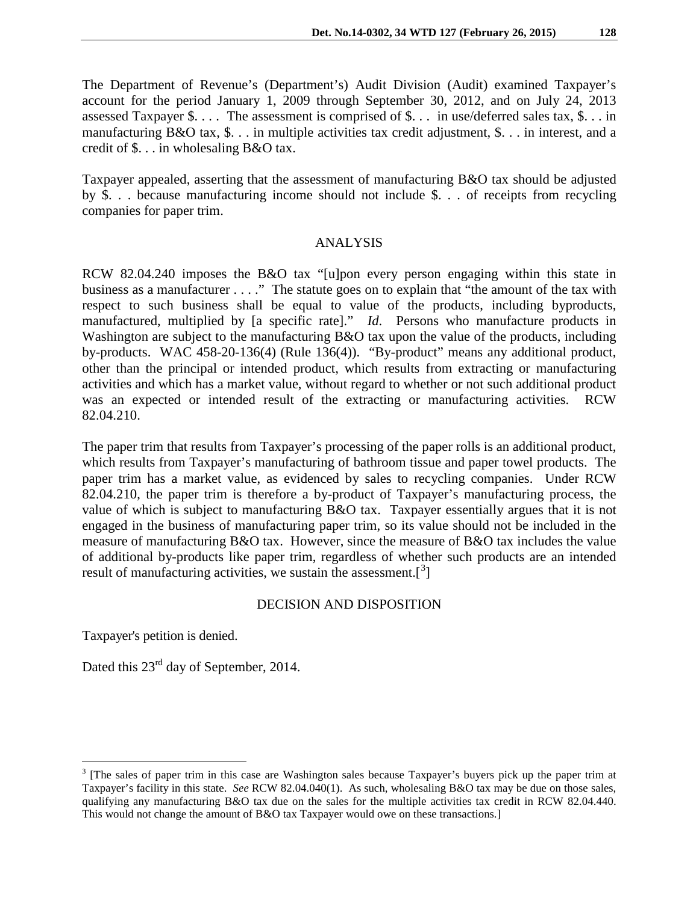The Department of Revenue's (Department's) Audit Division (Audit) examined Taxpayer's account for the period January 1, 2009 through September 30, 2012, and on July 24, 2013 assessed Taxpayer $. . . . The assessment is comprised of $. . . in use/deferred sales tax, $. . . in manufacturing B&O tax, $. . . in multiple activities tax credit adjustment, $. . . in interest, and a credit of $. . . in wholesaling B&O tax.

Taxpayer appealed, asserting that the assessment of manufacturing B&O tax should be adjusted by $. . . because manufacturing income should not include $. . . of receipts from recycling companies for paper trim.

## ANALYSIS

RCW 82.04.240 imposes the B&O tax "[u]pon every person engaging within this state in business as a manufacturer . . . ." The statute goes on to explain that "the amount of the tax with respect to such business shall be equal to value of the products, including byproducts, manufactured, multiplied by [a specific rate]." *Id*. Persons who manufacture products in Washington are subject to the manufacturing B&O tax upon the value of the products, including by-products. WAC 458-20-136(4) (Rule 136(4)). "By-product" means any additional product, other than the principal or intended product, which results from extracting or manufacturing activities and which has a market value, without regard to whether or not such additional product was an expected or intended result of the extracting or manufacturing activities. RCW 82.04.210.

The paper trim that results from Taxpayer's processing of the paper rolls is an additional product, which results from Taxpayer's manufacturing of bathroom tissue and paper towel products. The paper trim has a market value, as evidenced by sales to recycling companies. Under RCW 82.04.210, the paper trim is therefore a by-product of Taxpayer's manufacturing process, the value of which is subject to manufacturing B&O tax. Taxpayer essentially argues that it is not engaged in the business of manufacturing paper trim, so its value should not be included in the measure of manufacturing B&O tax. However, since the measure of B&O tax includes the value of additional by-products like paper trim, regardless of whether such products are an intended result of manufacturing activities, we sustain the assessment.[3]

## DECISION AND DISPOSITION

Taxpayer's petition is denied.

Dated this 23rd day of September, 2014.

---

3 [The sales of paper trim in this case are Washington sales because Taxpayer's buyers pick up the paper trim at Taxpayer's facility in this state. *See* RCW 82.04.040(1). As such, wholesaling B&O tax may be due on those sales, qualifying any manufacturing B&O tax due on the sales for the multiple activities tax credit in RCW 82.04.440. This would not change the amount of B&O tax Taxpayer would owe on these transactions.]